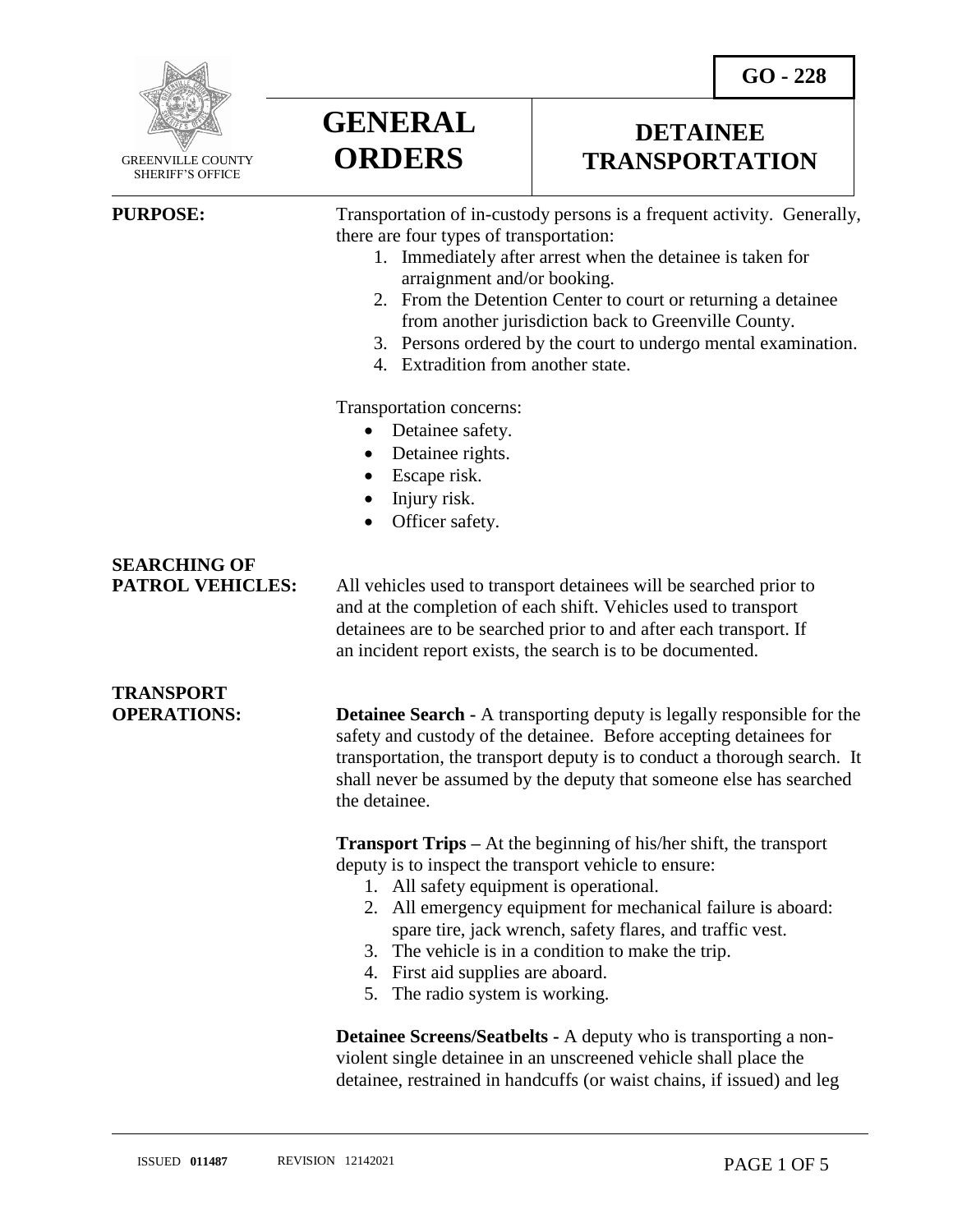GREENVILLE COUNTY SHERIFF'S OFFICE

# GENERAL ORDERS

# DETAINEE TRANSPORTATION

**GO - 228**

**PURPOSE:**

Transportation of in-custody persons is a frequent activity. Generally, there are four types of transportation:

1. Immediately after arrest when the detainee is taken for arraignment and/or booking.
2. From the Detention Center to court or returning a detainee from another jurisdiction back to Greenville County.
3. Persons ordered by the court to undergo mental examination.
4. Extradition from another state.

Transportation concerns:

- Detainee safety.
- Detainee rights.
- Escape risk.
- Injury risk.
- Officer safety.

**SEARCHING OF PATROL VEHICLES:**

All vehicles used to transport detainees will be searched prior to and at the completion of each shift. Vehicles used to transport detainees are to be searched prior to and after each transport. If an incident report exists, the search is to be documented.

**TRANSPORT OPERATIONS:**

**Detainee Search -** A transporting deputy is legally responsible for the safety and custody of the detainee. Before accepting detainees for transportation, the transport deputy is to conduct a thorough search. It shall never be assumed by the deputy that someone else has searched the detainee.

**Transport Trips –** At the beginning of his/her shift, the transport deputy is to inspect the transport vehicle to ensure:

1. All safety equipment is operational.
2. All emergency equipment for mechanical failure is aboard: spare tire, jack wrench, safety flares, and traffic vest.
3. The vehicle is in a condition to make the trip.
4. First aid supplies are aboard.
5. The radio system is working.

**Detainee Screens/Seatbelts -** A deputy who is transporting a non-violent single detainee in an unscreened vehicle shall place the detainee, restrained in handcuffs (or waist chains, if issued) and leg

ISSUED **011487** REVISION 12142021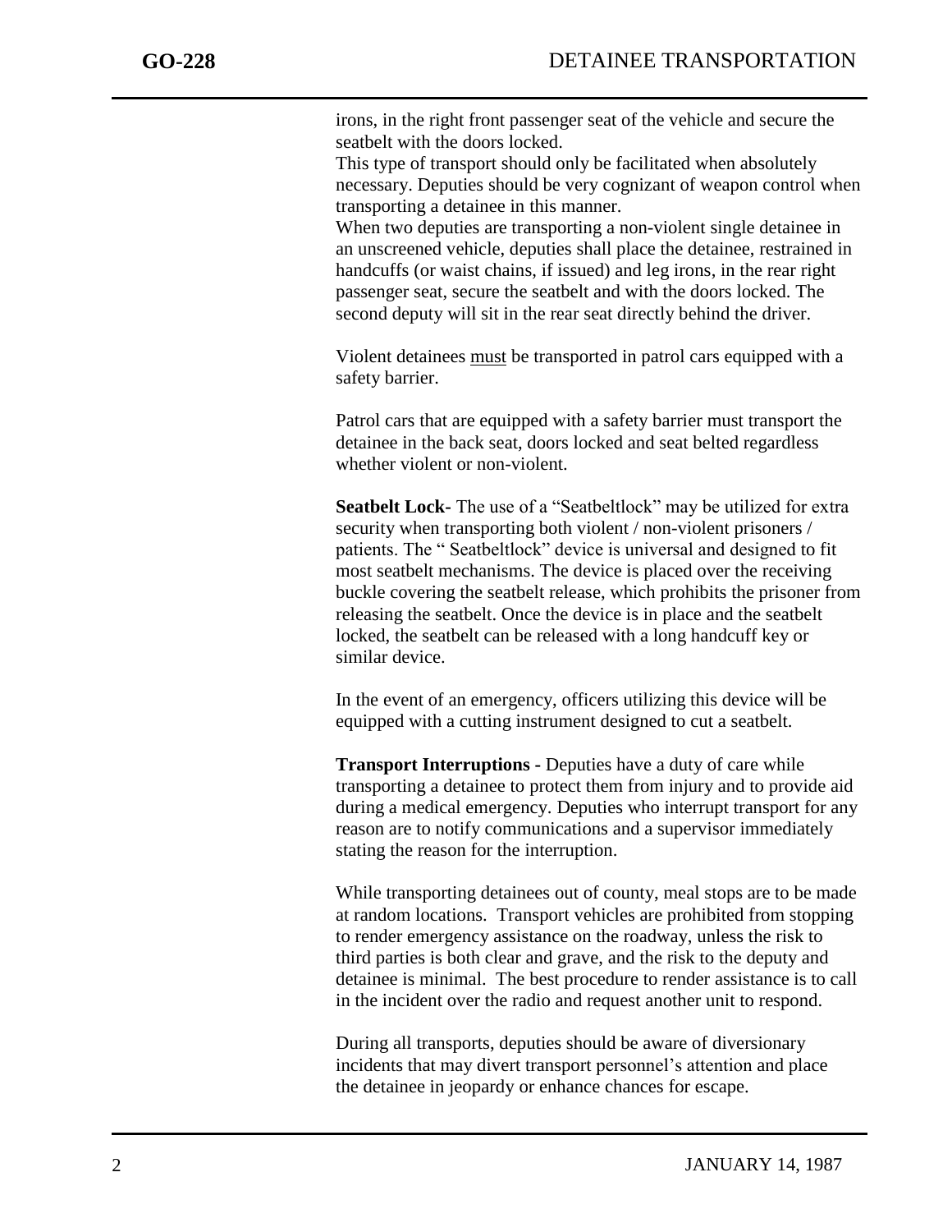irons, in the right front passenger seat of the vehicle and secure the seatbelt with the doors locked.
This type of transport should only be facilitated when absolutely necessary. Deputies should be very cognizant of weapon control when transporting a detainee in this manner.
When two deputies are transporting a non-violent single detainee in an unscreened vehicle, deputies shall place the detainee, restrained in handcuffs (or waist chains, if issued) and leg irons, in the rear right passenger seat, secure the seatbelt and with the doors locked. The second deputy will sit in the rear seat directly behind the driver.

Violent detainees <u>must</u> be transported in patrol cars equipped with a safety barrier.

Patrol cars that are equipped with a safety barrier must transport the detainee in the back seat, doors locked and seat belted regardless whether violent or non-violent.

**Seatbelt Lock-** The use of a "Seatbeltlock" may be utilized for extra security when transporting both violent / non-violent prisoners / patients. The " Seatbeltlock" device is universal and designed to fit most seatbelt mechanisms. The device is placed over the receiving buckle covering the seatbelt release, which prohibits the prisoner from releasing the seatbelt. Once the device is in place and the seatbelt locked, the seatbelt can be released with a long handcuff key or similar device.

In the event of an emergency, officers utilizing this device will be equipped with a cutting instrument designed to cut a seatbelt.

**Transport Interruptions -** Deputies have a duty of care while transporting a detainee to protect them from injury and to provide aid during a medical emergency. Deputies who interrupt transport for any reason are to notify communications and a supervisor immediately stating the reason for the interruption.

While transporting detainees out of county, meal stops are to be made at random locations. Transport vehicles are prohibited from stopping to render emergency assistance on the roadway, unless the risk to third parties is both clear and grave, and the risk to the deputy and detainee is minimal. The best procedure to render assistance is to call in the incident over the radio and request another unit to respond.

During all transports, deputies should be aware of diversionary incidents that may divert transport personnel's attention and place the detainee in jeopardy or enhance chances for escape.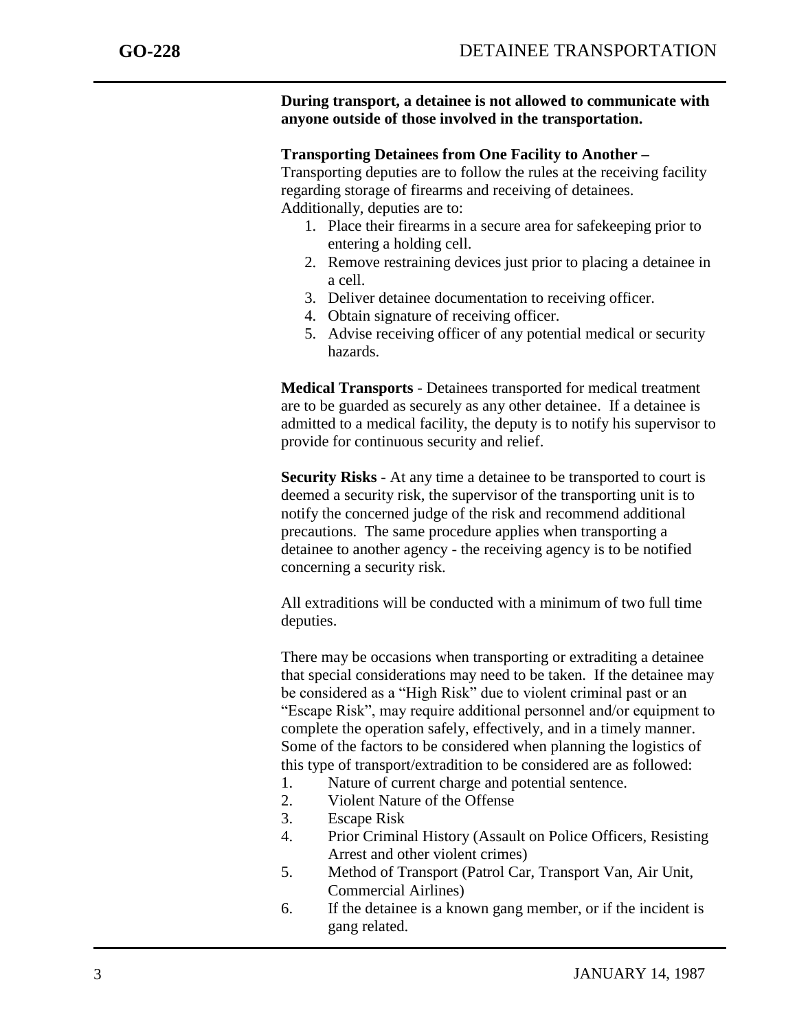**During transport, a detainee is not allowed to communicate with anyone outside of those involved in the transportation.**

**Transporting Detainees from One Facility to Another –** Transporting deputies are to follow the rules at the receiving facility regarding storage of firearms and receiving of detainees. Additionally, deputies are to:

1. Place their firearms in a secure area for safekeeping prior to entering a holding cell.
2. Remove restraining devices just prior to placing a detainee in a cell.
3. Deliver detainee documentation to receiving officer.
4. Obtain signature of receiving officer.
5. Advise receiving officer of any potential medical or security hazards.

**Medical Transports** - Detainees transported for medical treatment are to be guarded as securely as any other detainee. If a detainee is admitted to a medical facility, the deputy is to notify his supervisor to provide for continuous security and relief.

**Security Risks** - At any time a detainee to be transported to court is deemed a security risk, the supervisor of the transporting unit is to notify the concerned judge of the risk and recommend additional precautions. The same procedure applies when transporting a detainee to another agency - the receiving agency is to be notified concerning a security risk.

All extraditions will be conducted with a minimum of two full time deputies.

There may be occasions when transporting or extraditing a detainee that special considerations may need to be taken. If the detainee may be considered as a "High Risk" due to violent criminal past or an "Escape Risk", may require additional personnel and/or equipment to complete the operation safely, effectively, and in a timely manner. Some of the factors to be considered when planning the logistics of this type of transport/extradition to be considered are as followed:

1. Nature of current charge and potential sentence.
2. Violent Nature of the Offense
3. Escape Risk
4. Prior Criminal History (Assault on Police Officers, Resisting Arrest and other violent crimes)
5. Method of Transport (Patrol Car, Transport Van, Air Unit, Commercial Airlines)
6. If the detainee is a known gang member, or if the incident is gang related.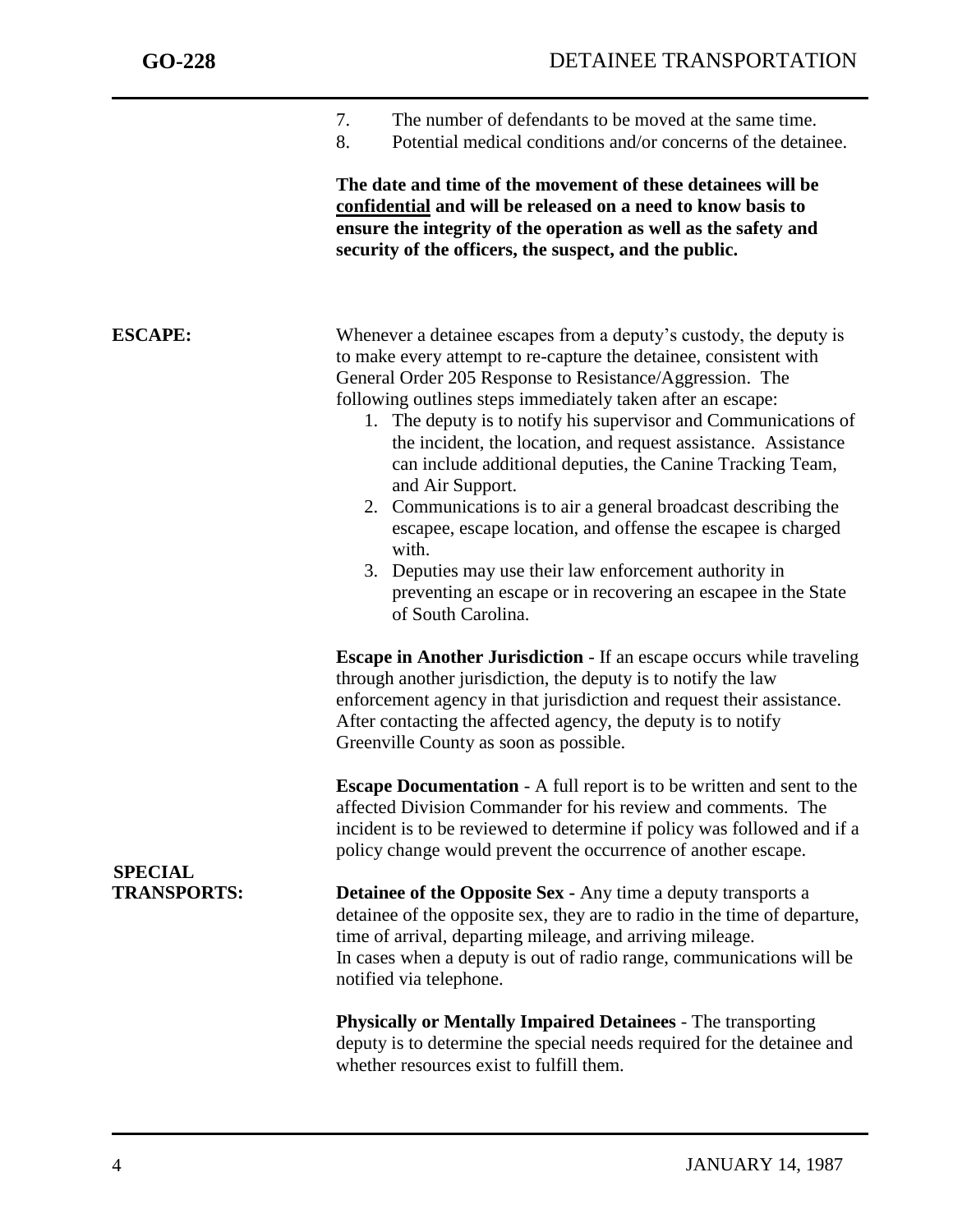7. The number of defendants to be moved at the same time.
8. Potential medical conditions and/or concerns of the detainee.

**The date and time of the movement of these detainees will be <u>confidential</u> and will be released on a need to know basis to ensure the integrity of the operation as well as the safety and security of the officers, the suspect, and the public.**

**ESCAPE:**

Whenever a detainee escapes from a deputy's custody, the deputy is to make every attempt to re-capture the detainee, consistent with General Order 205 Response to Resistance/Aggression. The following outlines steps immediately taken after an escape:

1. The deputy is to notify his supervisor and Communications of the incident, the location, and request assistance. Assistance can include additional deputies, the Canine Tracking Team, and Air Support.
2. Communications is to air a general broadcast describing the escapee, escape location, and offense the escapee is charged with.
3. Deputies may use their law enforcement authority in preventing an escape or in recovering an escapee in the State of South Carolina.

**Escape in Another Jurisdiction** - If an escape occurs while traveling through another jurisdiction, the deputy is to notify the law enforcement agency in that jurisdiction and request their assistance. After contacting the affected agency, the deputy is to notify Greenville County as soon as possible.

**Escape Documentation** - A full report is to be written and sent to the affected Division Commander for his review and comments. The incident is to be reviewed to determine if policy was followed and if a policy change would prevent the occurrence of another escape.

**SPECIAL TRANSPORTS:**

**Detainee of the Opposite Sex -** Any time a deputy transports a detainee of the opposite sex, they are to radio in the time of departure, time of arrival, departing mileage, and arriving mileage. In cases when a deputy is out of radio range, communications will be notified via telephone.

**Physically or Mentally Impaired Detainees** - The transporting deputy is to determine the special needs required for the detainee and whether resources exist to fulfill them.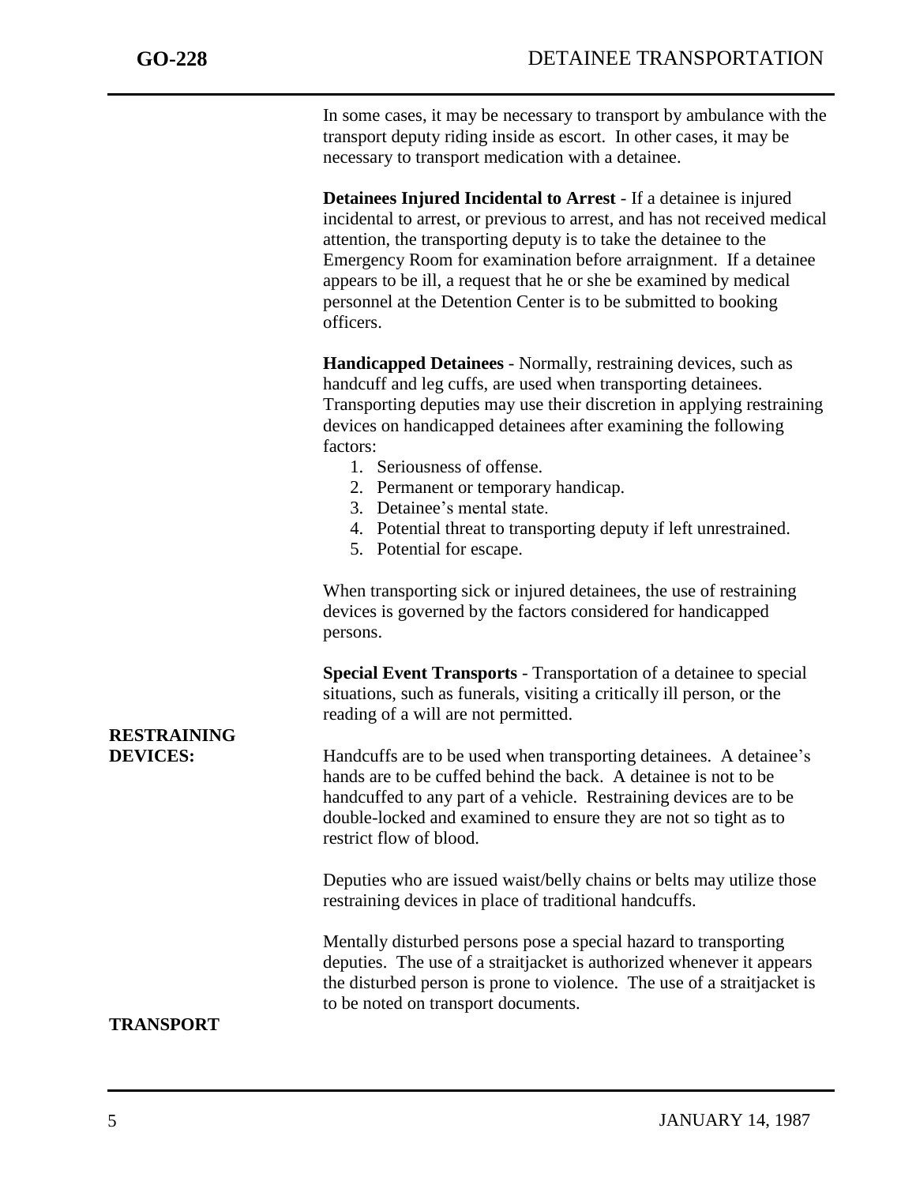In some cases, it may be necessary to transport by ambulance with the transport deputy riding inside as escort. In other cases, it may be necessary to transport medication with a detainee.

**Detainees Injured Incidental to Arrest** - If a detainee is injured incidental to arrest, or previous to arrest, and has not received medical attention, the transporting deputy is to take the detainee to the Emergency Room for examination before arraignment. If a detainee appears to be ill, a request that he or she be examined by medical personnel at the Detention Center is to be submitted to booking officers.

**Handicapped Detainees** - Normally, restraining devices, such as handcuff and leg cuffs, are used when transporting detainees. Transporting deputies may use their discretion in applying restraining devices on handicapped detainees after examining the following factors:

1. Seriousness of offense.
2. Permanent or temporary handicap.
3. Detainee's mental state.
4. Potential threat to transporting deputy if left unrestrained.
5. Potential for escape.

When transporting sick or injured detainees, the use of restraining devices is governed by the factors considered for handicapped persons.

**Special Event Transports** - Transportation of a detainee to special situations, such as funerals, visiting a critically ill person, or the reading of a will are not permitted.

## RESTRAINING DEVICES:

Handcuffs are to be used when transporting detainees. A detainee's hands are to be cuffed behind the back. A detainee is not to be handcuffed to any part of a vehicle. Restraining devices are to be double-locked and examined to ensure they are not so tight as to restrict flow of blood.

Deputies who are issued waist/belly chains or belts may utilize those restraining devices in place of traditional handcuffs.

Mentally disturbed persons pose a special hazard to transporting deputies. The use of a straitjacket is authorized whenever it appears the disturbed person is prone to violence. The use of a straitjacket is to be noted on transport documents.

## TRANSPORT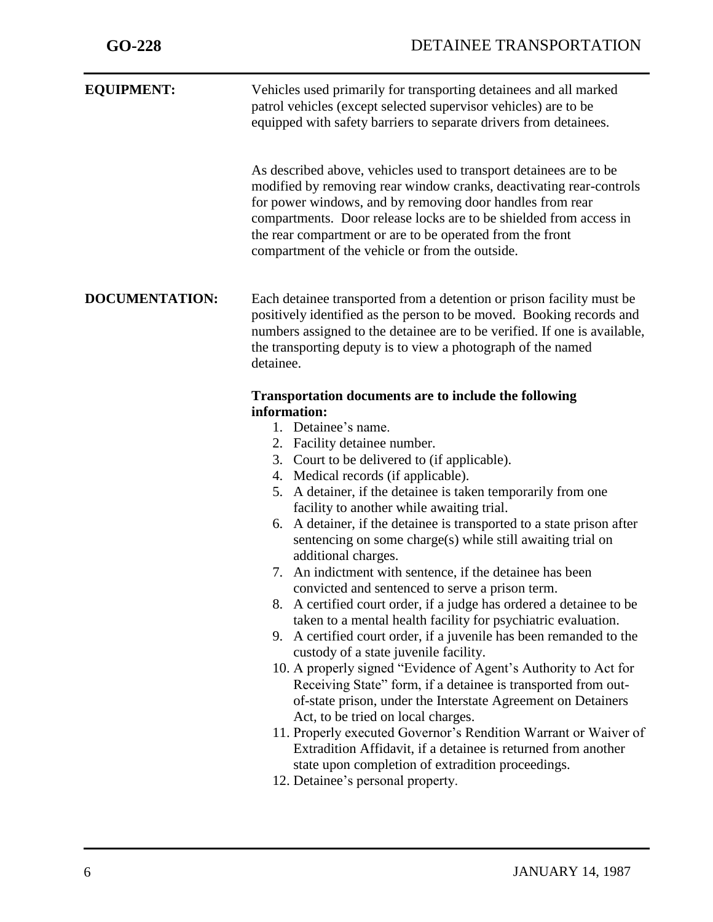**EQUIPMENT:**

Vehicles used primarily for transporting detainees and all marked patrol vehicles (except selected supervisor vehicles) are to be equipped with safety barriers to separate drivers from detainees.

As described above, vehicles used to transport detainees are to be modified by removing rear window cranks, deactivating rear-controls for power windows, and by removing door handles from rear compartments. Door release locks are to be shielded from access in the rear compartment or are to be operated from the front compartment of the vehicle or from the outside.

**DOCUMENTATION:**

Each detainee transported from a detention or prison facility must be positively identified as the person to be moved. Booking records and numbers assigned to the detainee are to be verified. If one is available, the transporting deputy is to view a photograph of the named detainee.

**Transportation documents are to include the following information:**

1. Detainee's name.
2. Facility detainee number.
3. Court to be delivered to (if applicable).
4. Medical records (if applicable).
5. A detainer, if the detainee is taken temporarily from one facility to another while awaiting trial.
6. A detainer, if the detainee is transported to a state prison after sentencing on some charge(s) while still awaiting trial on additional charges.
7. An indictment with sentence, if the detainee has been convicted and sentenced to serve a prison term.
8. A certified court order, if a judge has ordered a detainee to be taken to a mental health facility for psychiatric evaluation.
9. A certified court order, if a juvenile has been remanded to the custody of a state juvenile facility.
10. A properly signed "Evidence of Agent's Authority to Act for Receiving State" form, if a detainee is transported from out-of-state prison, under the Interstate Agreement on Detainers Act, to be tried on local charges.
11. Properly executed Governor's Rendition Warrant or Waiver of Extradition Affidavit, if a detainee is returned from another state upon completion of extradition proceedings.
12. Detainee's personal property.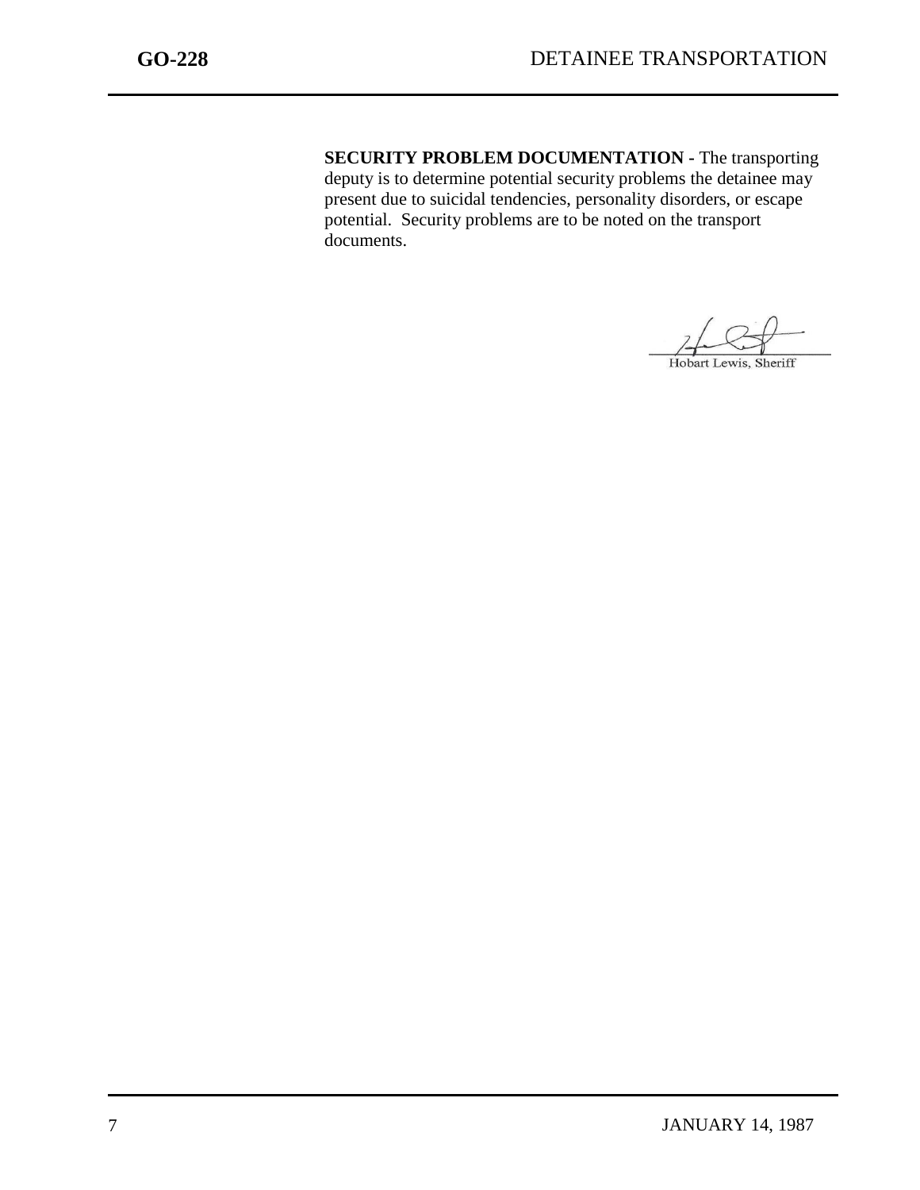**SECURITY PROBLEM DOCUMENTATION -** The transporting deputy is to determine potential security problems the detainee may present due to suicidal tendencies, personality disorders, or escape potential. Security problems are to be noted on the transport documents.

Hobart Lewis, Sheriff